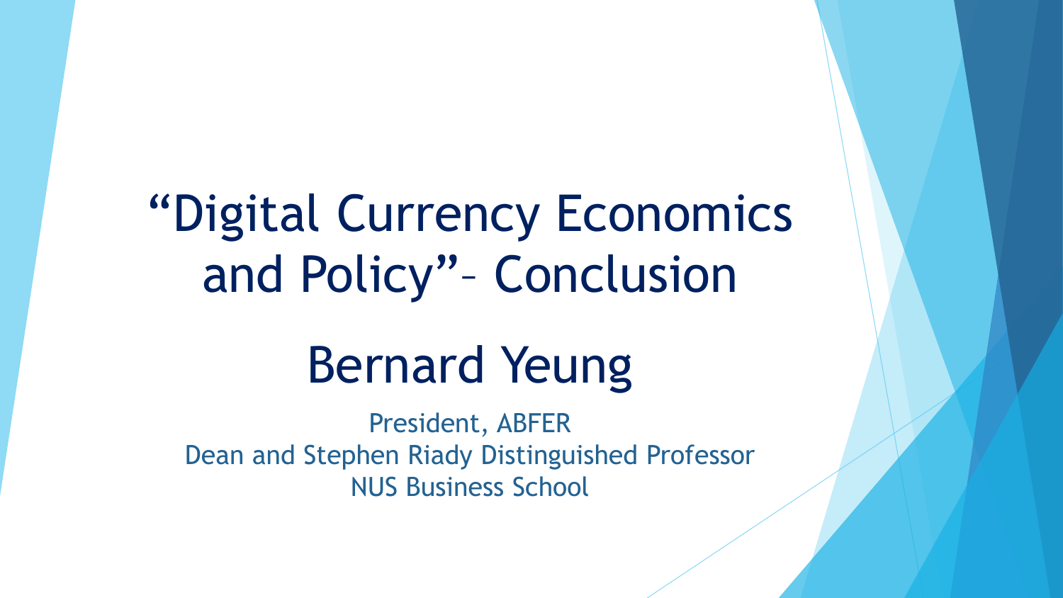# "Digital Currency Economics and Policy"– Conclusion

## Bernard Yeung

President, ABFER
Dean and Stephen Riady Distinguished Professor
NUS Business School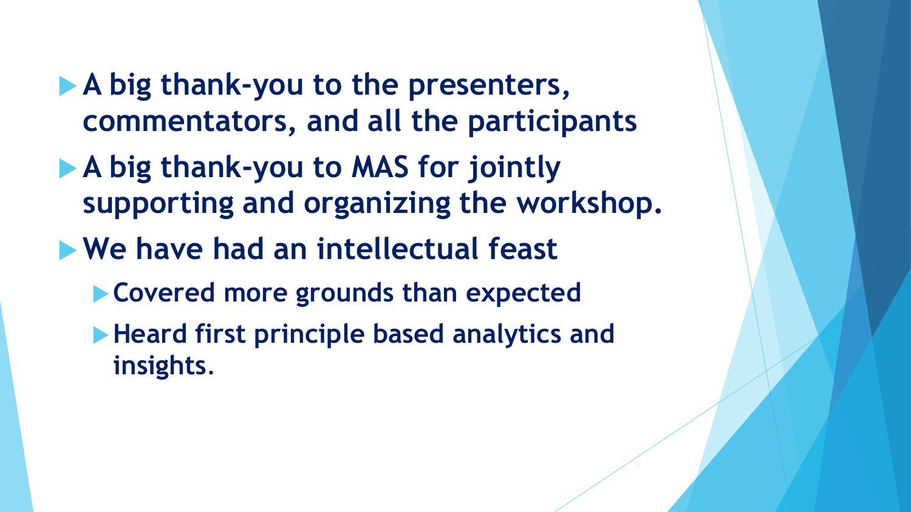- A big thank-you to the presenters, commentators, and all the participants
- A big thank-you to MAS for jointly supporting and organizing the workshop.
- We have had an intellectual feast
  - Covered more grounds than expected
  - Heard first principle based analytics and insights.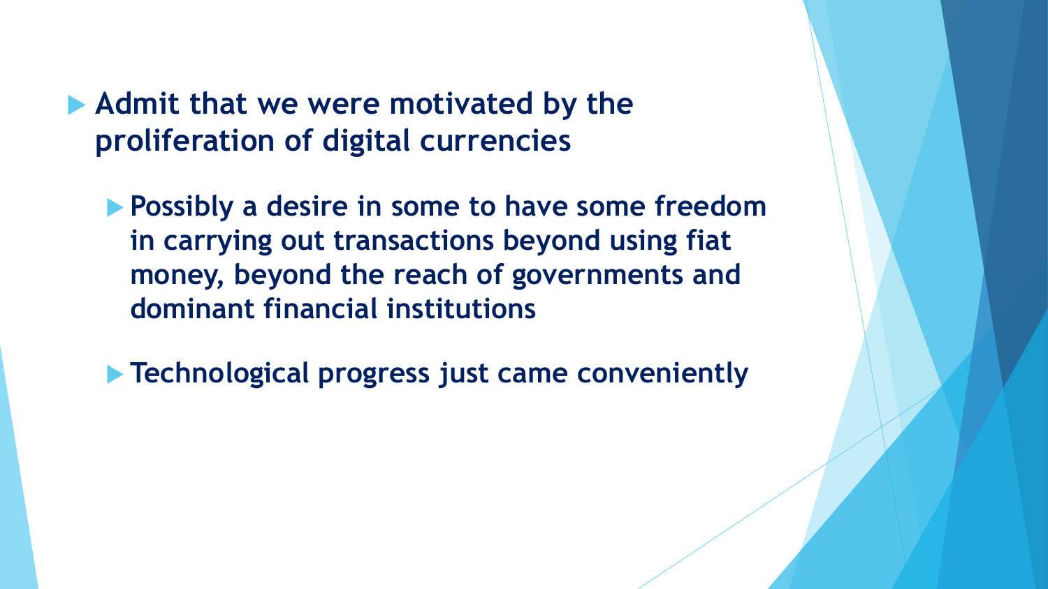- **Admit that we were motivated by the proliferation of digital currencies**
  - **Possibly a desire in some to have some freedom in carrying out transactions beyond using fiat money, beyond the reach of governments and dominant financial institutions**
  - **Technological progress just came conveniently**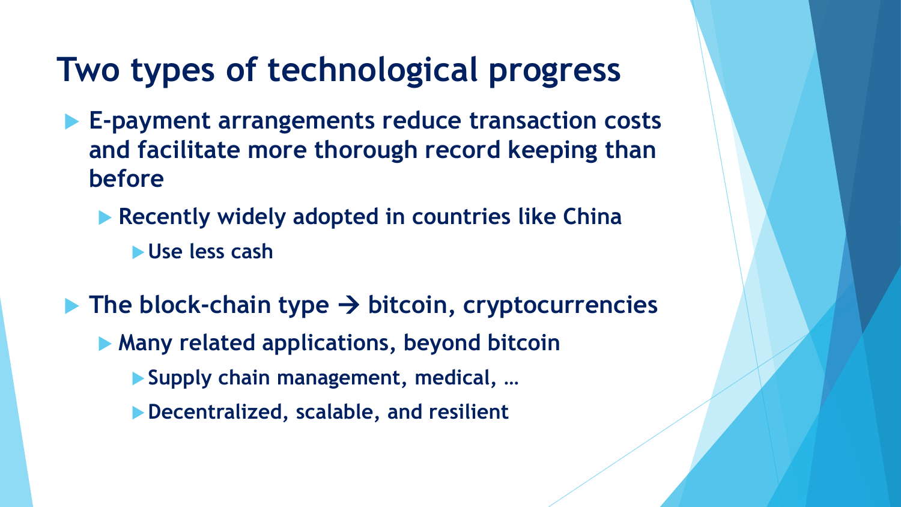# Two types of technological progress

- E-payment arrangements reduce transaction costs and facilitate more thorough record keeping than before
  - Recently widely adopted in countries like China
    - Use less cash
- The block-chain type → bitcoin, cryptocurrencies
  - Many related applications, beyond bitcoin
    - Supply chain management, medical, …
    - Decentralized, scalable, and resilient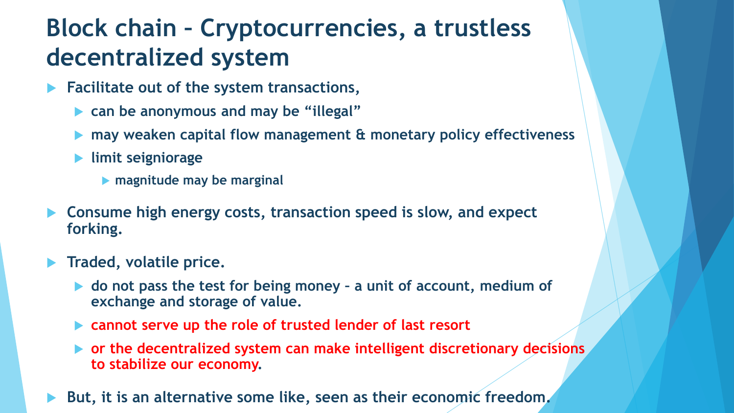# Block chain – Cryptocurrencies, a trustless decentralized system

- Facilitate out of the system transactions,
  - can be anonymous and may be "illegal"
  - may weaken capital flow management & monetary policy effectiveness
  - limit seigniorage
    - magnitude may be marginal
- Consume high energy costs, transaction speed is slow, and expect forking.
- Traded, volatile price.
  - do not pass the test for being money – a unit of account, medium of exchange and storage of value.
  - cannot serve up the role of trusted lender of last resort
  - or the decentralized system can make intelligent discretionary decisions to stabilize our economy.
- But, it is an alternative some like, seen as their economic freedom.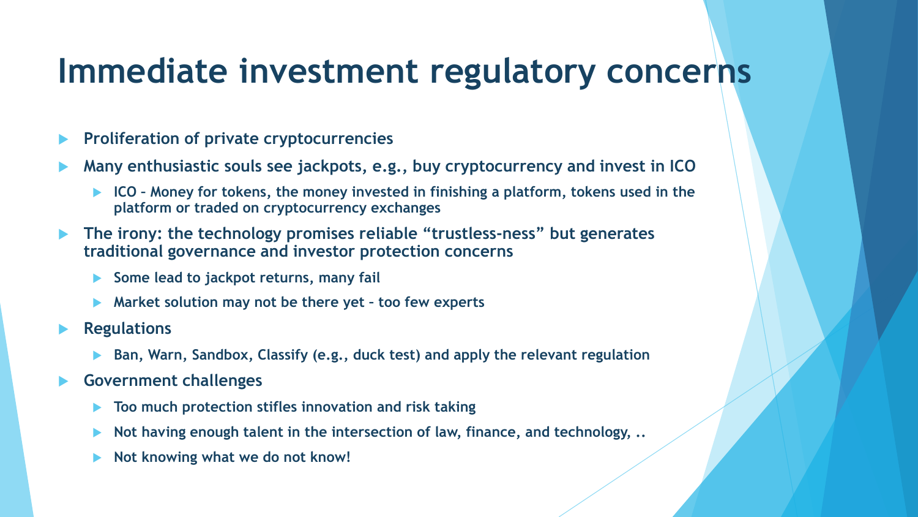# Immediate investment regulatory concerns

- Proliferation of private cryptocurrencies
- Many enthusiastic souls see jackpots, e.g., buy cryptocurrency and invest in ICO
  - ICO – Money for tokens, the money invested in finishing a platform, tokens used in the platform or traded on cryptocurrency exchanges
- The irony: the technology promises reliable “trustless-ness” but generates traditional governance and investor protection concerns
  - Some lead to jackpot returns, many fail
  - Market solution may not be there yet – too few experts
- Regulations
  - Ban, Warn, Sandbox, Classify (e.g., duck test) and apply the relevant regulation
- Government challenges
  - Too much protection stifles innovation and risk taking
  - Not having enough talent in the intersection of law, finance, and technology, ..
  - Not knowing what we do not know!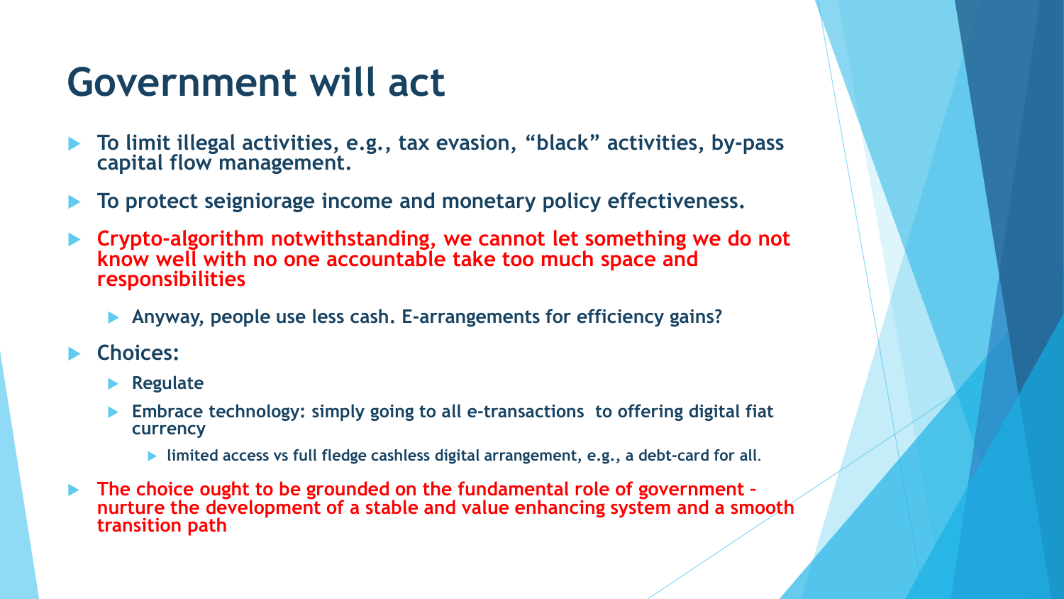# Government will act

- To limit illegal activities, e.g., tax evasion, "black" activities, by-pass capital flow management.
- To protect seigniorage income and monetary policy effectiveness.
- Crypto-algorithm notwithstanding, we cannot let something we do not know well with no one accountable take too much space and responsibilities
  - Anyway, people use less cash. E-arrangements for efficiency gains?
- Choices:
  - Regulate
  - Embrace technology: simply going to all e-transactions to offering digital fiat currency
    - limited access vs full fledge cashless digital arrangement, e.g., a debt-card for all.
- The choice ought to be grounded on the fundamental role of government – nurture the development of a stable and value enhancing system and a smooth transition path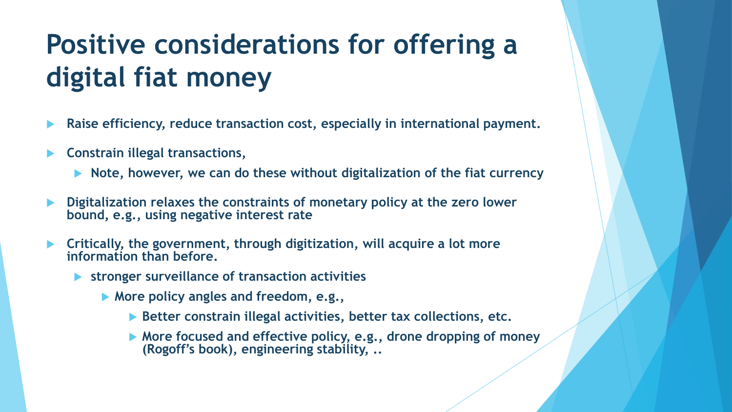# Positive considerations for offering a digital fiat money

- **Raise efficiency, reduce transaction cost, especially in international payment.**
- **Constrain illegal transactions,**
  - **Note, however, we can do these without digitalization of the fiat currency**
- **Digitalization relaxes the constraints of monetary policy at the zero lower bound, e.g., using negative interest rate**
- **Critically, the government, through digitization, will acquire a lot more information than before.**
  - **stronger surveillance of transaction activities**
    - **More policy angles and freedom, e.g.,**
      - **Better constrain illegal activities, better tax collections, etc.**
      - **More focused and effective policy, e.g., drone dropping of money (Rogoff's book), engineering stability, ..**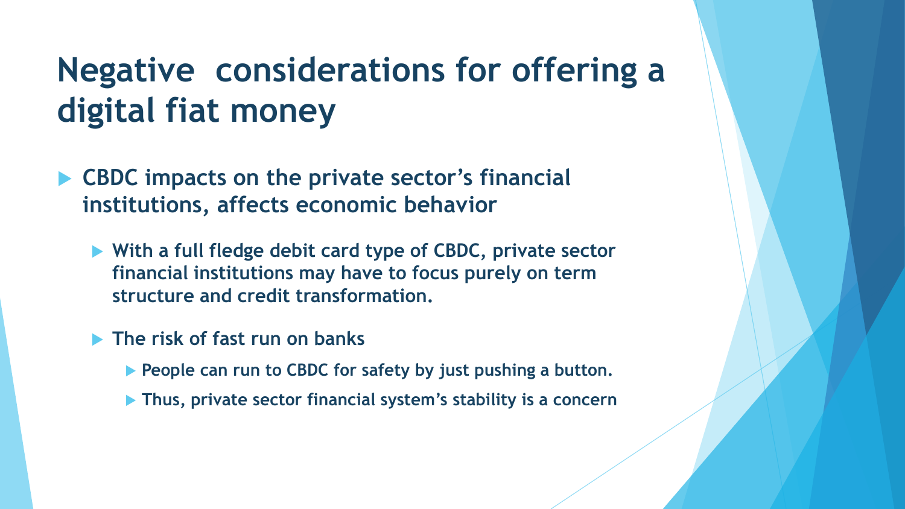# Negative  considerations for offering a digital fiat money

- CBDC impacts on the private sector's financial institutions, affects economic behavior
  - With a full fledge debit card type of CBDC, private sector financial institutions may have to focus purely on term structure and credit transformation.
  - The risk of fast run on banks
    - People can run to CBDC for safety by just pushing a button.
    - Thus, private sector financial system's stability is a concern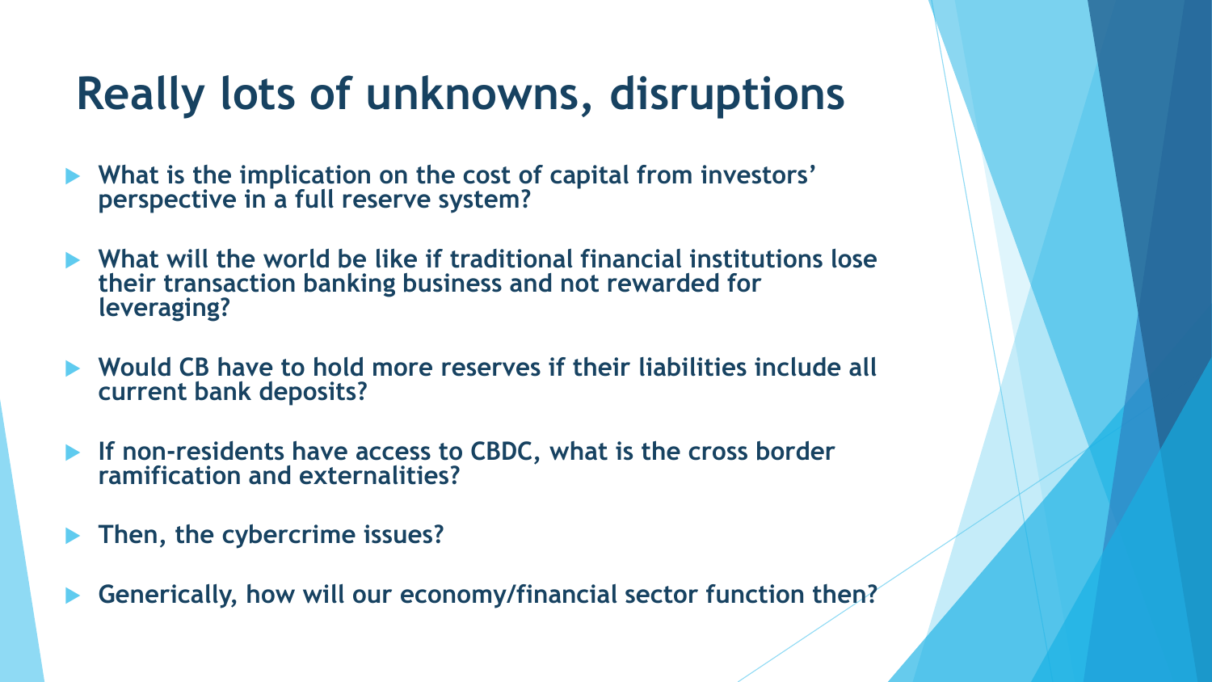# Really lots of unknowns, disruptions

- What is the implication on the cost of capital from investors' perspective in a full reserve system?
- What will the world be like if traditional financial institutions lose their transaction banking business and not rewarded for leveraging?
- Would CB have to hold more reserves if their liabilities include all current bank deposits?
- If non-residents have access to CBDC, what is the cross border ramification and externalities?
- Then, the cybercrime issues?
- Generically, how will our economy/financial sector function then?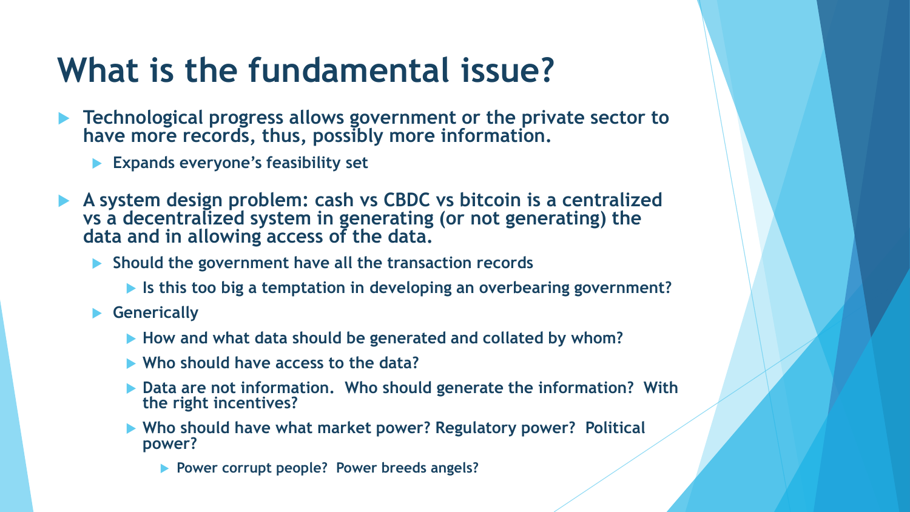# What is the fundamental issue?

- **Technological progress allows government or the private sector to have more records, thus, possibly more information.**
  - **Expands everyone's feasibility set**
- **A system design problem: cash vs CBDC vs bitcoin is a centralized vs a decentralized system in generating (or not generating) the data and in allowing access of the data.**
  - **Should the government have all the transaction records**
    - **Is this too big a temptation in developing an overbearing government?**
  - **Generically**
    - **How and what data should be generated and collated by whom?**
    - **Who should have access to the data?**
    - **Data are not information. Who should generate the information? With the right incentives?**
    - **Who should have what market power? Regulatory power? Political power?**
      - **Power corrupt people? Power breeds angels?**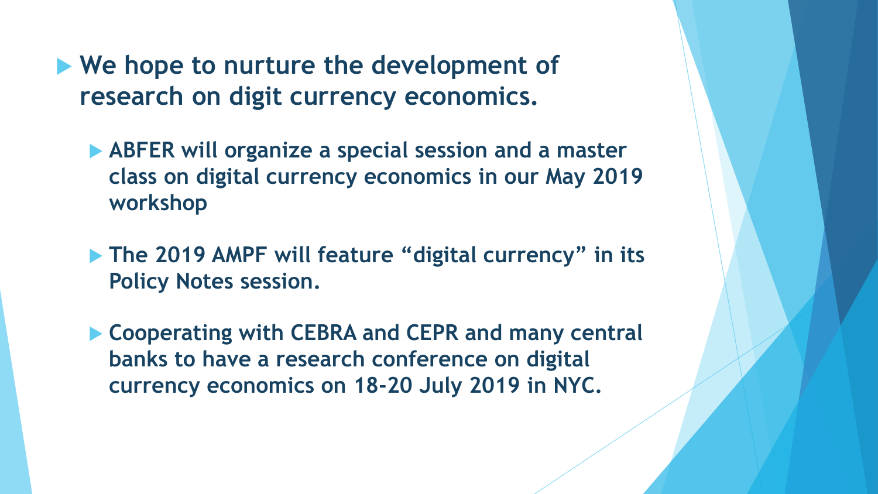- **We hope to nurture the development of research on digit currency economics.**
  - **ABFER will organize a special session and a master class on digital currency economics in our May 2019 workshop**
  - **The 2019 AMPF will feature "digital currency" in its Policy Notes session.**
  - **Cooperating with CEBRA and CEPR and many central banks to have a research conference on digital currency economics on 18-20 July 2019 in NYC.**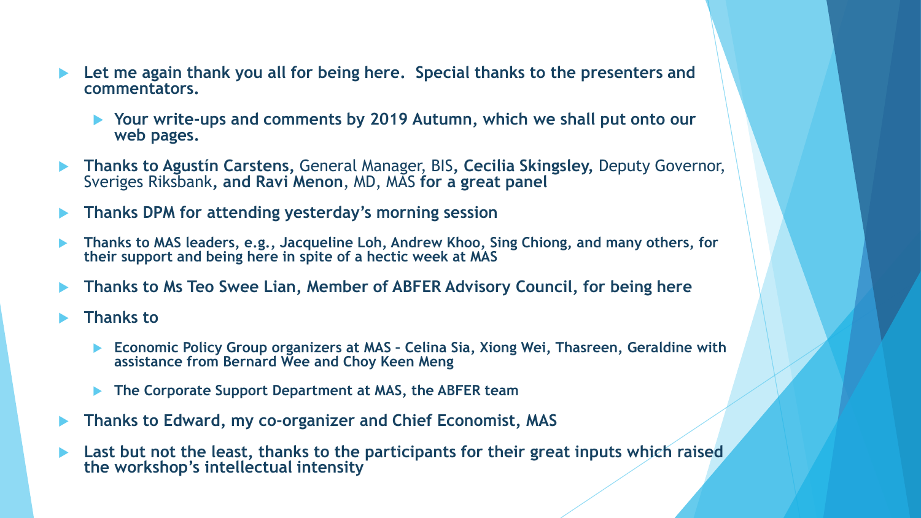- **Let me again thank you all for being here. Special thanks to the presenters and commentators.**
  - **Your write-ups and comments by 2019 Autumn, which we shall put onto our web pages.**
- **Thanks to Agustín Carstens,** General Manager, BIS**, Cecilia Skingsley,** Deputy Governor, Sveriges Riksbank**, and Ravi Menon**, MD, MAS **for a great panel**
- **Thanks DPM for attending yesterday's morning session**
- **Thanks to MAS leaders, e.g., Jacqueline Loh, Andrew Khoo, Sing Chiong, and many others, for their support and being here in spite of a hectic week at MAS**
- **Thanks to Ms Teo Swee Lian, Member of ABFER Advisory Council, for being here**
- **Thanks to**
  - **Economic Policy Group organizers at MAS – Celina Sia, Xiong Wei, Thasreen, Geraldine with assistance from Bernard Wee and Choy Keen Meng**
  - **The Corporate Support Department at MAS, the ABFER team**
- **Thanks to Edward, my co-organizer and Chief Economist, MAS**
- **Last but not the least, thanks to the participants for their great inputs which raised the workshop's intellectual intensity**